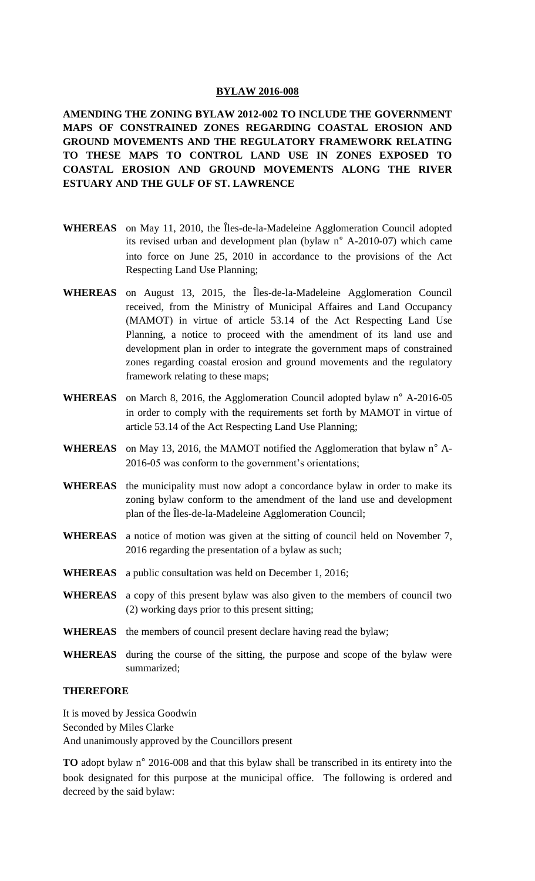# BYLAW 2016-008

**AMENDING THE ZONING BYLAW 2012-002 TO INCLUDE THE GOVERNMENT MAPS OF CONSTRAINED ZONES REGARDING COASTAL EROSION AND GROUND MOVEMENTS AND THE REGULATORY FRAMEWORK RELATING TO THESE MAPS TO CONTROL LAND USE IN ZONES EXPOSED TO COASTAL EROSION AND GROUND MOVEMENTS ALONG THE RIVER ESTUARY AND THE GULF OF ST. LAWRENCE**

**WHEREAS** on May 11, 2010, the Îles-de-la-Madeleine Agglomeration Council adopted its revised urban and development plan (bylaw n˚ A-2010-07) which came into force on June 25, 2010 in accordance to the provisions of the Act Respecting Land Use Planning;

**WHEREAS** on August 13, 2015, the Îles-de-la-Madeleine Agglomeration Council received, from the Ministry of Municipal Affaires and Land Occupancy (MAMOT) in virtue of article 53.14 of the Act Respecting Land Use Planning, a notice to proceed with the amendment of its land use and development plan in order to integrate the government maps of constrained zones regarding coastal erosion and ground movements and the regulatory framework relating to these maps;

**WHEREAS** on March 8, 2016, the Agglomeration Council adopted bylaw n˚ A-2016-05 in order to comply with the requirements set forth by MAMOT in virtue of article 53.14 of the Act Respecting Land Use Planning;

**WHEREAS** on May 13, 2016, the MAMOT notified the Agglomeration that bylaw n˚ A-2016-05 was conform to the government's orientations;

**WHEREAS** the municipality must now adopt a concordance bylaw in order to make its zoning bylaw conform to the amendment of the land use and development plan of the Îles-de-la-Madeleine Agglomeration Council;

**WHEREAS** a notice of motion was given at the sitting of council held on November 7, 2016 regarding the presentation of a bylaw as such;

**WHEREAS** a public consultation was held on December 1, 2016;

**WHEREAS** a copy of this present bylaw was also given to the members of council two (2) working days prior to this present sitting;

**WHEREAS** the members of council present declare having read the bylaw;

**WHEREAS** during the course of the sitting, the purpose and scope of the bylaw were summarized;

**THEREFORE**

It is moved by Jessica Goodwin
Seconded by Miles Clarke
And unanimously approved by the Councillors present

**TO** adopt bylaw n˚ 2016-008 and that this bylaw shall be transcribed in its entirety into the book designated for this purpose at the municipal office. The following is ordered and decreed by the said bylaw: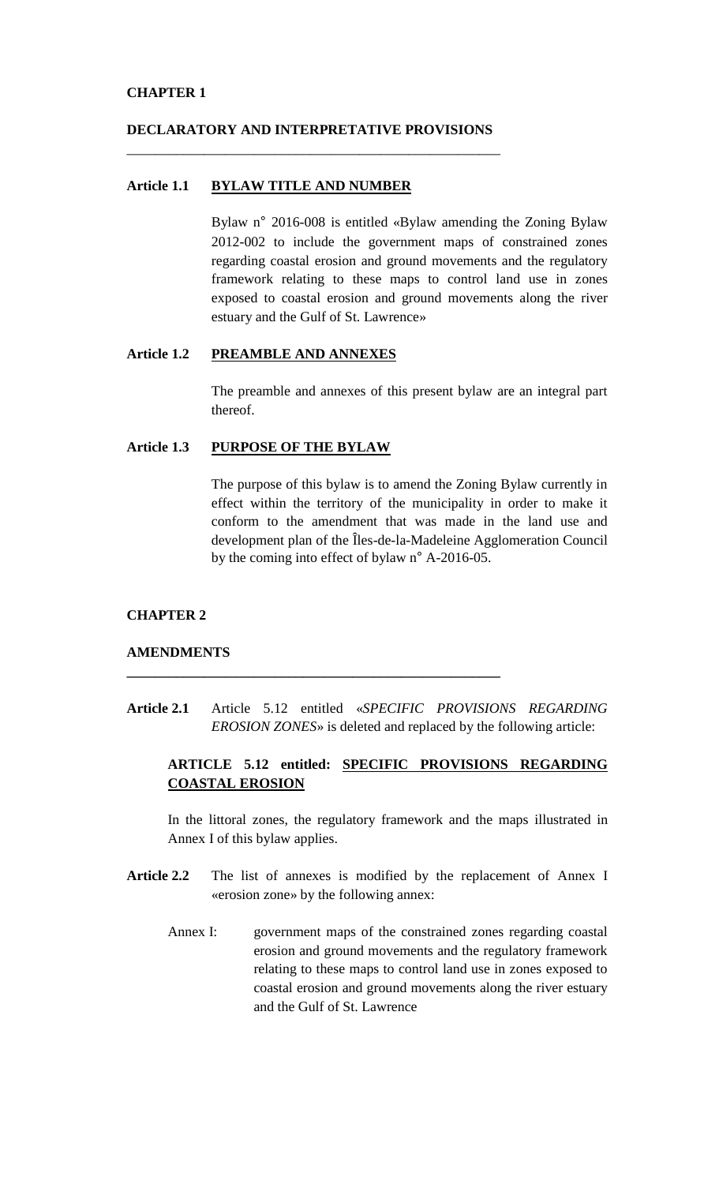**CHAPTER 1**

**DECLARATORY AND INTERPRETATIVE PROVISIONS**

---

**Article 1.1 BYLAW TITLE AND NUMBER**

Bylaw n° 2016-008 is entitled «Bylaw amending the Zoning Bylaw 2012-002 to include the government maps of constrained zones regarding coastal erosion and ground movements and the regulatory framework relating to these maps to control land use in zones exposed to coastal erosion and ground movements along the river estuary and the Gulf of St. Lawrence»

**Article 1.2 PREAMBLE AND ANNEXES**

The preamble and annexes of this present bylaw are an integral part thereof.

**Article 1.3 PURPOSE OF THE BYLAW**

The purpose of this bylaw is to amend the Zoning Bylaw currently in effect within the territory of the municipality in order to make it conform to the amendment that was made in the land use and development plan of the Îles-de-la-Madeleine Agglomeration Council by the coming into effect of bylaw n° A-2016-05.

**CHAPTER 2**

**AMENDMENTS**

---

**Article 2.1** Article 5.12 entitled «*SPECIFIC PROVISIONS REGARDING EROSION ZONES*» is deleted and replaced by the following article:

**ARTICLE 5.12 entitled: SPECIFIC PROVISIONS REGARDING COASTAL EROSION**

In the littoral zones, the regulatory framework and the maps illustrated in Annex I of this bylaw applies.

**Article 2.2** The list of annexes is modified by the replacement of Annex I «erosion zone» by the following annex:

Annex I: government maps of the constrained zones regarding coastal erosion and ground movements and the regulatory framework relating to these maps to control land use in zones exposed to coastal erosion and ground movements along the river estuary and the Gulf of St. Lawrence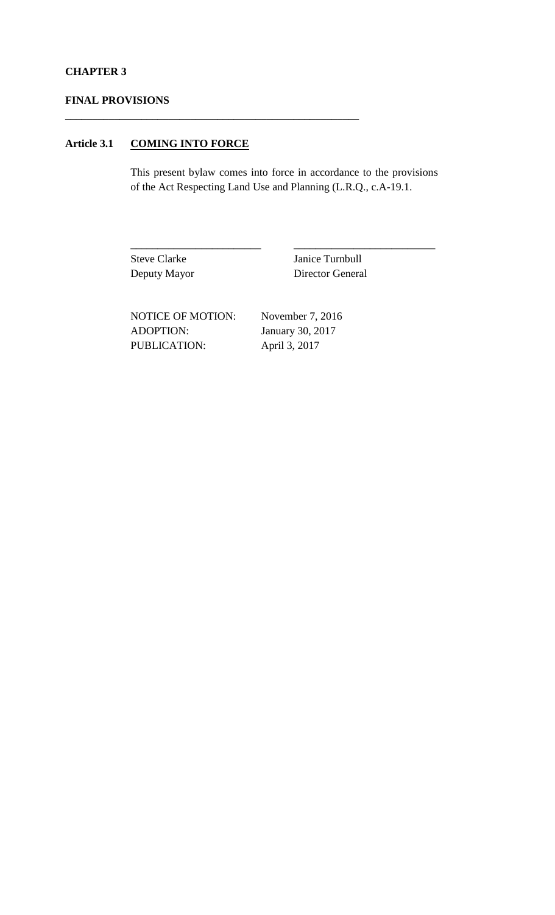**CHAPTER 3**

**FINAL PROVISIONS**

---

**Article 3.1** **<u>COMING INTO FORCE</u>**

This present bylaw comes into force in accordance to the provisions of the Act Respecting Land Use and Planning (L.R.Q., c.A-19.1.

| | |
|---|---|
| \_\_\_\_\_\_\_\_\_\_\_\_\_\_\_\_\_\_\_\_\_\_\_\_ | \_\_\_\_\_\_\_\_\_\_\_\_\_\_\_\_\_\_\_\_\_\_\_\_\_\_ |
| Steve Clarke | Janice Turnbull |
| Deputy Mayor | Director General |

| | |
|---|---|
| NOTICE OF MOTION: | November 7, 2016 |
| ADOPTION: | January 30, 2017 |
| PUBLICATION: | April 3, 2017 |